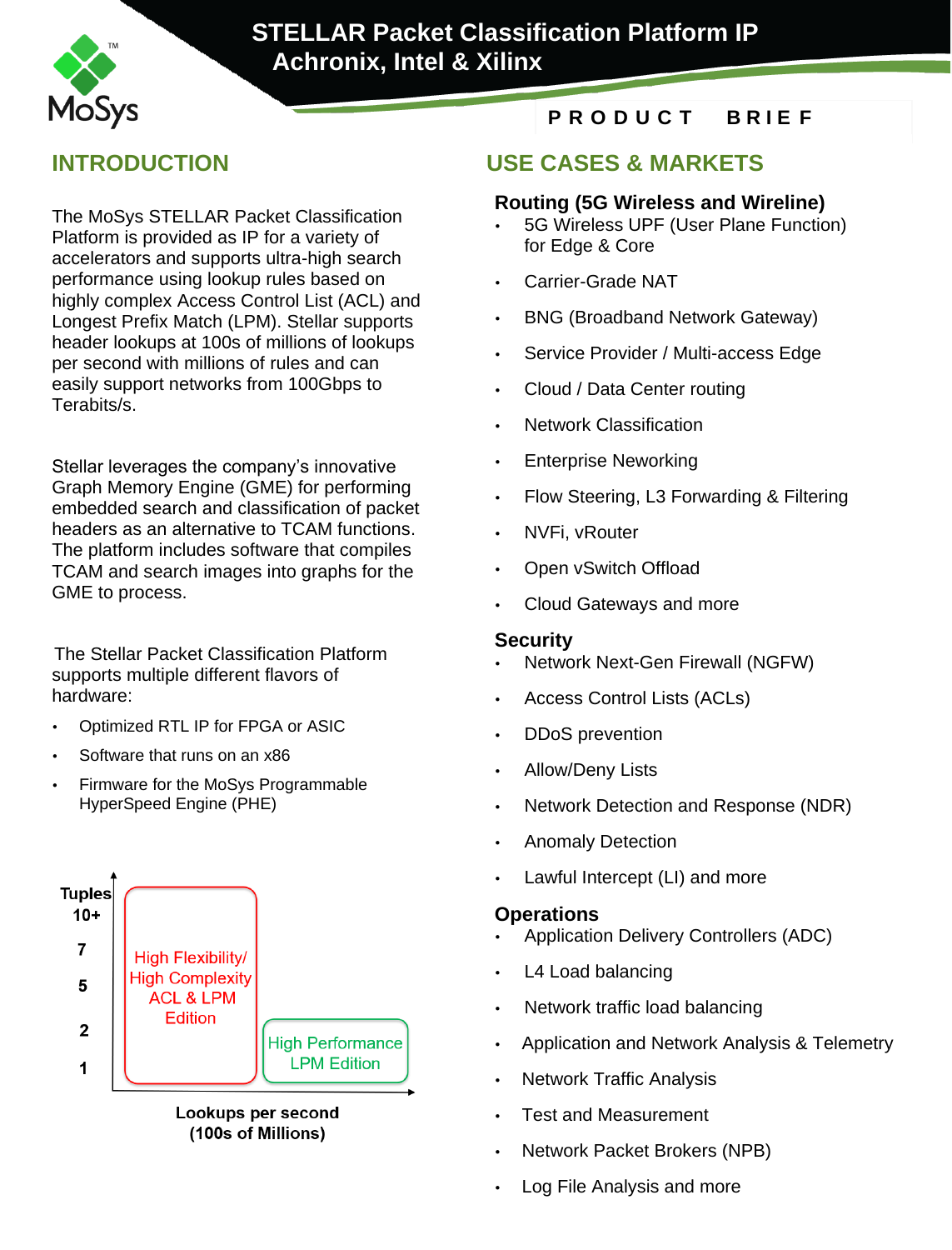# STELLAR Packet Classification Platform IP
## Achronix, Intel & Xilinx

PRODUCT BRIEF

## INTRODUCTION

The MoSys STELLAR Packet Classification Platform is provided as IP for a variety of accelerators and supports ultra-high search performance using lookup rules based on highly complex Access Control List (ACL) and Longest Prefix Match (LPM). Stellar supports header lookups at 100s of millions of lookups per second with millions of rules and can easily support networks from 100Gbps to Terabits/s.

Stellar leverages the company's innovative Graph Memory Engine (GME) for performing embedded search and classification of packet headers as an alternative to TCAM functions. The platform includes software that compiles TCAM and search images into graphs for the GME to process.

The Stellar Packet Classification Platform supports multiple different flavors of hardware:

- Optimized RTL IP for FPGA or ASIC
- Software that runs on an x86
- Firmware for the MoSys Programmable HyperSpeed Engine (PHE)

Tuples: 10+, 7, 5, 2, 1

High Flexibility/ High Complexity ACL & LPM Edition

High Performance LPM Edition

Lookups per second (100s of Millions)

## USE CASES & MARKETS

### Routing (5G Wireless and Wireline)

- 5G Wireless UPF (User Plane Function) for Edge & Core
- Carrier-Grade NAT
- BNG (Broadband Network Gateway)
- Service Provider / Multi-access Edge
- Cloud / Data Center routing
- Network Classification
- Enterprise Neworking
- Flow Steering, L3 Forwarding & Filtering
- NVFi, vRouter
- Open vSwitch Offload
- Cloud Gateways and more

### Security

- Network Next-Gen Firewall (NGFW)
- Access Control Lists (ACLs)
- DDoS prevention
- Allow/Deny Lists
- Network Detection and Response (NDR)
- Anomaly Detection
- Lawful Intercept (LI) and more

### Operations

- Application Delivery Controllers (ADC)
- L4 Load balancing
- Network traffic load balancing
- Application and Network Analysis & Telemetry
- Network Traffic Analysis
- Test and Measurement
- Network Packet Brokers (NPB)
- Log File Analysis and more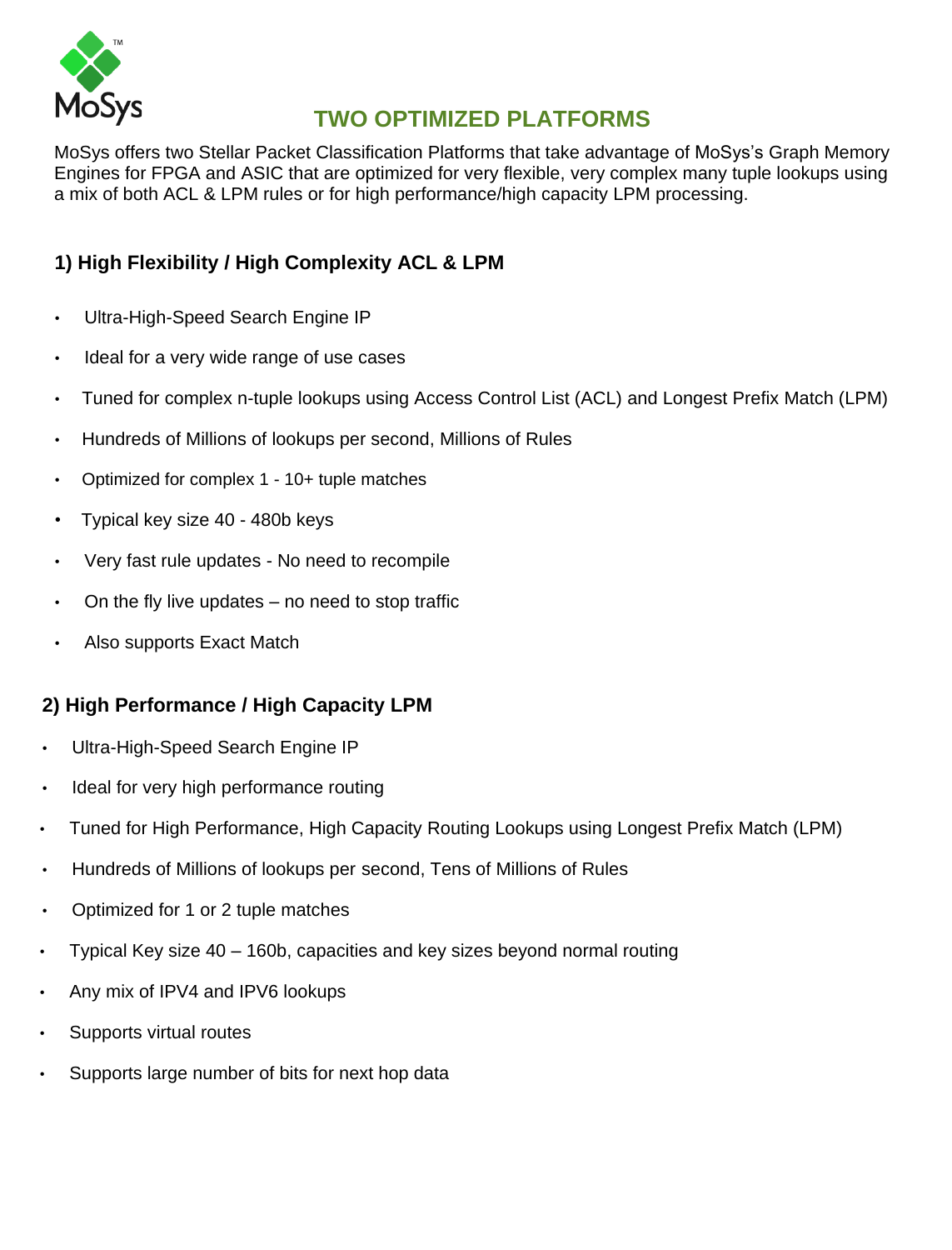## TWO OPTIMIZED PLATFORMS

MoSys offers two Stellar Packet Classification Platforms that take advantage of MoSys's Graph Memory Engines for FPGA and ASIC that are optimized for very flexible, very complex many tuple lookups using a mix of both ACL & LPM rules or for high performance/high capacity LPM processing.

### 1) High Flexibility / High Complexity ACL & LPM

- Ultra-High-Speed Search Engine IP
- Ideal for a very wide range of use cases
- Tuned for complex n-tuple lookups using Access Control List (ACL) and Longest Prefix Match (LPM)
- Hundreds of Millions of lookups per second, Millions of Rules
- Optimized for complex 1 - 10+ tuple matches
- Typical key size 40 - 480b keys
- Very fast rule updates - No need to recompile
- On the fly live updates – no need to stop traffic
- Also supports Exact Match

### 2) High Performance / High Capacity LPM

- Ultra-High-Speed Search Engine IP
- Ideal for very high performance routing
- Tuned for High Performance, High Capacity Routing Lookups using Longest Prefix Match (LPM)
- Hundreds of Millions of lookups per second, Tens of Millions of Rules
- Optimized for 1 or 2 tuple matches
- Typical Key size 40 – 160b, capacities and key sizes beyond normal routing
- Any mix of IPV4 and IPV6 lookups
- Supports virtual routes
- Supports large number of bits for next hop data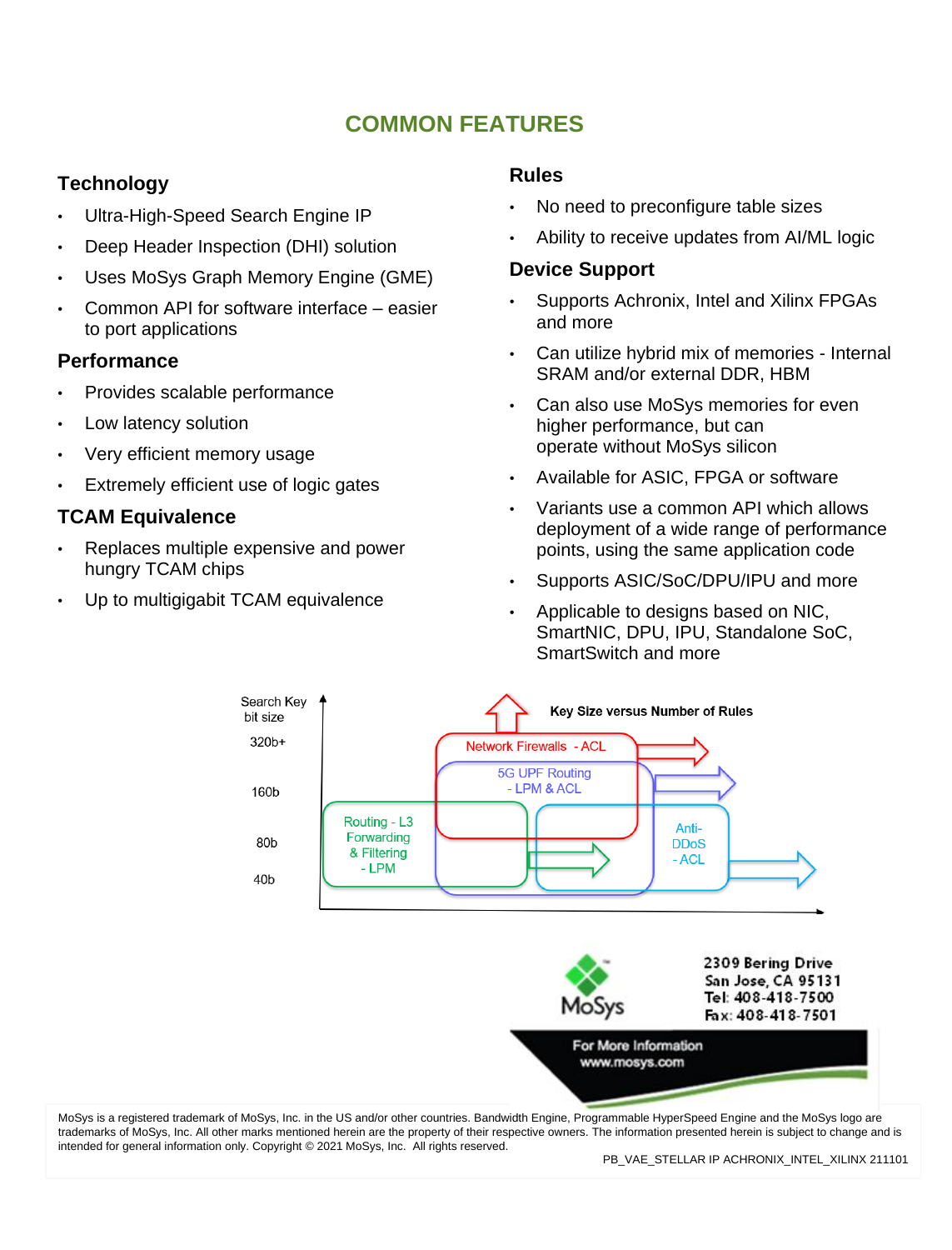# COMMON FEATURES

## Technology

- Ultra-High-Speed Search Engine IP
- Deep Header Inspection (DHI) solution
- Uses MoSys Graph Memory Engine (GME)
- Common API for software interface – easier to port applications

## Performance

- Provides scalable performance
- Low latency solution
- Very efficient memory usage
- Extremely efficient use of logic gates

## TCAM Equivalence

- Replaces multiple expensive and power hungry TCAM chips
- Up to multigigabit TCAM equivalence

## Rules

- No need to preconfigure table sizes
- Ability to receive updates from AI/ML logic

## Device Support

- Supports Achronix, Intel and Xilinx FPGAs and more
- Can utilize hybrid mix of memories - Internal SRAM and/or external DDR, HBM
- Can also use MoSys memories for even higher performance, but can operate without MoSys silicon
- Available for ASIC, FPGA or software
- Variants use a common API which allows deployment of a wide range of performance points, using the same application code
- Supports ASIC/SoC/DPU/IPU and more
- Applicable to designs based on NIC, SmartNIC, DPU, IPU, Standalone SoC, SmartSwitch and more

Key Size versus Number of Rules

Search Key bit size

320b+

160b

80b

40b

Network Firewalls - ACL

5G UPF Routing - LPM & ACL

Routing - L3 Forwarding & Filtering - LPM

Anti-DDoS - ACL

MoSys

2309 Bering Drive
San Jose, CA 95131
Tel: 408-418-7500
Fax: 408-418-7501

For More Information
www.mosys.com

MoSys is a registered trademark of MoSys, Inc. in the US and/or other countries. Bandwidth Engine, Programmable HyperSpeed Engine and the MoSys logo are trademarks of MoSys, Inc. All other marks mentioned herein are the property of their respective owners. The information presented herein is subject to change and is intended for general information only. Copyright © 2021 MoSys, Inc. All rights reserved.

PB_VAE_STELLAR IP ACHRONIX_INTEL_XILINX 211101